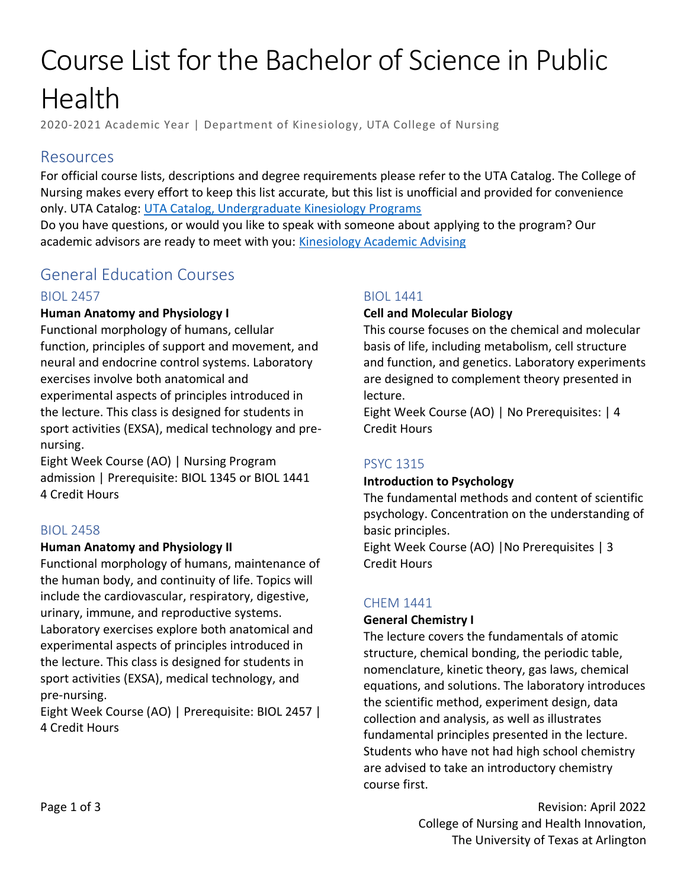# Course List for the Bachelor of Science in Public Health

2020-2021 Academic Year | Department of Kinesiology, UTA College of Nursing

## Resources

For official course lists, descriptions and degree requirements please refer to the UTA Catalog. The College of Nursing makes every effort to keep this list accurate, but this list is unofficial and provided for convenience only. UTA Catalog: [UTA Catalog, Undergraduate Kinesiology Programs]

Do you have questions, or would you like to speak with someone about applying to the program? Our academic advisors are ready to meet with you: [Kinesiology Academic Advising]

## General Education Courses

### BIOL 2457

**Human Anatomy and Physiology I**

Functional morphology of humans, cellular function, principles of support and movement, and neural and endocrine control systems. Laboratory exercises involve both anatomical and experimental aspects of principles introduced in the lecture. This class is designed for students in sport activities (EXSA), medical technology and pre-nursing.

Eight Week Course (AO) | Nursing Program admission | Prerequisite: BIOL 1345 or BIOL 1441
4 Credit Hours

### BIOL 2458

**Human Anatomy and Physiology II**

Functional morphology of humans, maintenance of the human body, and continuity of life. Topics will include the cardiovascular, respiratory, digestive, urinary, immune, and reproductive systems. Laboratory exercises explore both anatomical and experimental aspects of principles introduced in the lecture. This class is designed for students in sport activities (EXSA), medical technology, and pre-nursing.

Eight Week Course (AO) | Prerequisite: BIOL 2457 | 4 Credit Hours

### BIOL 1441

**Cell and Molecular Biology**

This course focuses on the chemical and molecular basis of life, including metabolism, cell structure and function, and genetics. Laboratory experiments are designed to complement theory presented in lecture.

Eight Week Course (AO) | No Prerequisites: | 4 Credit Hours

### PSYC 1315

**Introduction to Psychology**

The fundamental methods and content of scientific psychology. Concentration on the understanding of basic principles.

Eight Week Course (AO) |No Prerequisites | 3 Credit Hours

### CHEM 1441

**General Chemistry I**

The lecture covers the fundamentals of atomic structure, chemical bonding, the periodic table, nomenclature, kinetic theory, gas laws, chemical equations, and solutions. The laboratory introduces the scientific method, experiment design, data collection and analysis, as well as illustrates fundamental principles presented in the lecture. Students who have not had high school chemistry are advised to take an introductory chemistry course first.

Revision: April 2022
College of Nursing and Health Innovation,
The University of Texas at Arlington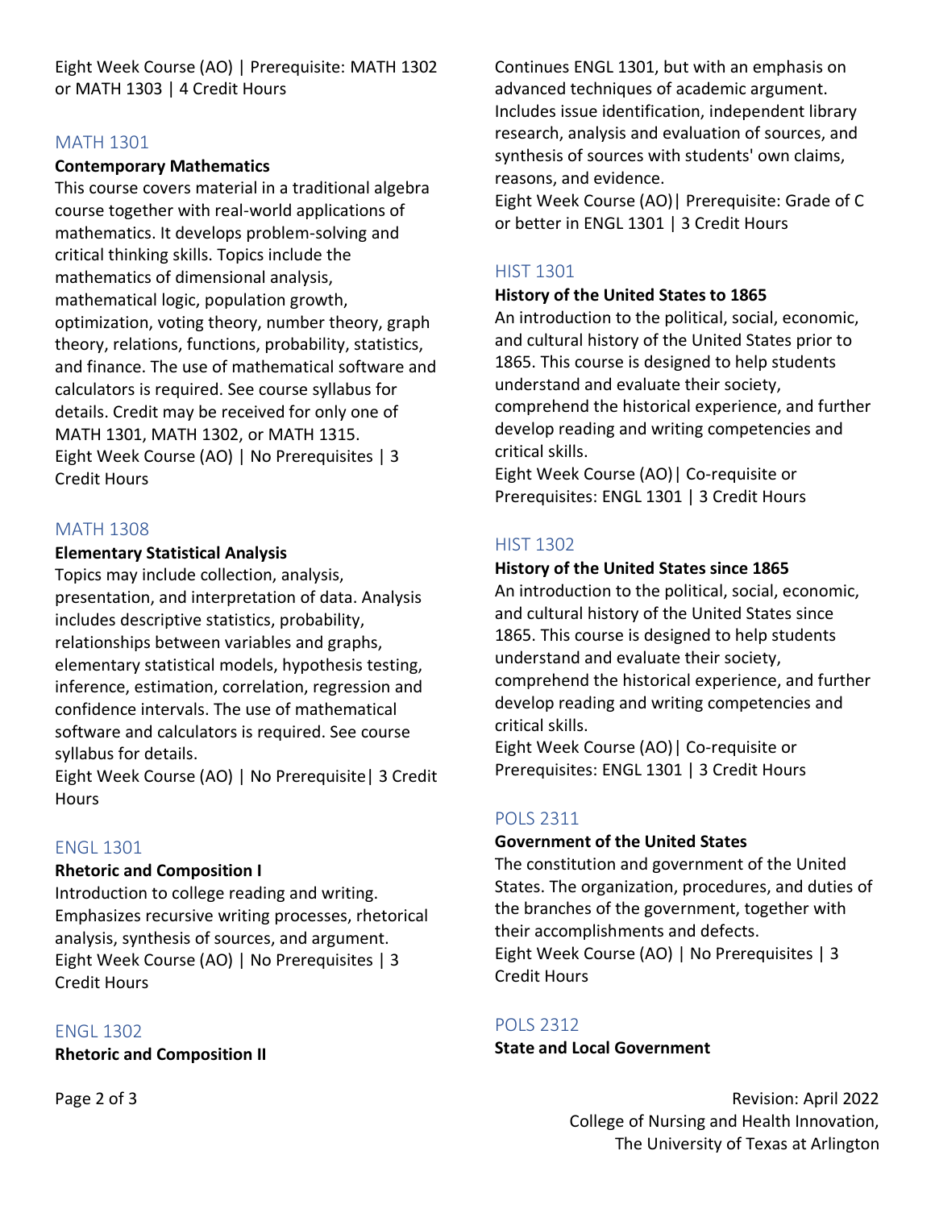Eight Week Course (AO) | Prerequisite: MATH 1302 or MATH 1303 | 4 Credit Hours

## MATH 1301

**Contemporary Mathematics**

This course covers material in a traditional algebra course together with real-world applications of mathematics. It develops problem-solving and critical thinking skills. Topics include the mathematics of dimensional analysis, mathematical logic, population growth, optimization, voting theory, number theory, graph theory, relations, functions, probability, statistics, and finance. The use of mathematical software and calculators is required. See course syllabus for details. Credit may be received for only one of MATH 1301, MATH 1302, or MATH 1315.
Eight Week Course (AO) | No Prerequisites | 3 Credit Hours

## MATH 1308

**Elementary Statistical Analysis**

Topics may include collection, analysis, presentation, and interpretation of data. Analysis includes descriptive statistics, probability, relationships between variables and graphs, elementary statistical models, hypothesis testing, inference, estimation, correlation, regression and confidence intervals. The use of mathematical software and calculators is required. See course syllabus for details.
Eight Week Course (AO) | No Prerequisite| 3 Credit Hours

## ENGL 1301

**Rhetoric and Composition I**

Introduction to college reading and writing. Emphasizes recursive writing processes, rhetorical analysis, synthesis of sources, and argument.
Eight Week Course (AO) | No Prerequisites | 3 Credit Hours

## ENGL 1302

**Rhetoric and Composition II**

Continues ENGL 1301, but with an emphasis on advanced techniques of academic argument. Includes issue identification, independent library research, analysis and evaluation of sources, and synthesis of sources with students' own claims, reasons, and evidence.
Eight Week Course (AO)| Prerequisite: Grade of C or better in ENGL 1301 | 3 Credit Hours

## HIST 1301

**History of the United States to 1865**

An introduction to the political, social, economic, and cultural history of the United States prior to 1865. This course is designed to help students understand and evaluate their society, comprehend the historical experience, and further develop reading and writing competencies and critical skills.
Eight Week Course (AO)| Co-requisite or Prerequisites: ENGL 1301 | 3 Credit Hours

## HIST 1302

**History of the United States since 1865**

An introduction to the political, social, economic, and cultural history of the United States since 1865. This course is designed to help students understand and evaluate their society, comprehend the historical experience, and further develop reading and writing competencies and critical skills.
Eight Week Course (AO)| Co-requisite or Prerequisites: ENGL 1301 | 3 Credit Hours

## POLS 2311

**Government of the United States**

The constitution and government of the United States. The organization, procedures, and duties of the branches of the government, together with their accomplishments and defects.
Eight Week Course (AO) | No Prerequisites | 3 Credit Hours

## POLS 2312

**State and Local Government**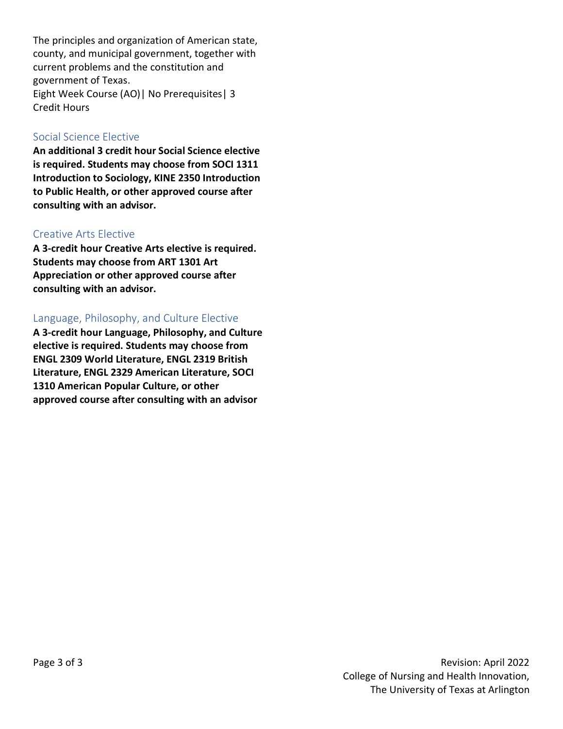The principles and organization of American state, county, and municipal government, together with current problems and the constitution and government of Texas.
Eight Week Course (AO)| No Prerequisites| 3 Credit Hours

### Social Science Elective

**An additional 3 credit hour Social Science elective is required. Students may choose from SOCI 1311 Introduction to Sociology, KINE 2350 Introduction to Public Health, or other approved course after consulting with an advisor.**

### Creative Arts Elective

**A 3-credit hour Creative Arts elective is required. Students may choose from ART 1301 Art Appreciation or other approved course after consulting with an advisor.**

### Language, Philosophy, and Culture Elective

**A 3-credit hour Language, Philosophy, and Culture elective is required. Students may choose from ENGL 2309 World Literature, ENGL 2319 British Literature, ENGL 2329 American Literature, SOCI 1310 American Popular Culture, or other approved course after consulting with an advisor**

Revision: April 2022
College of Nursing and Health Innovation,
The University of Texas at Arlington